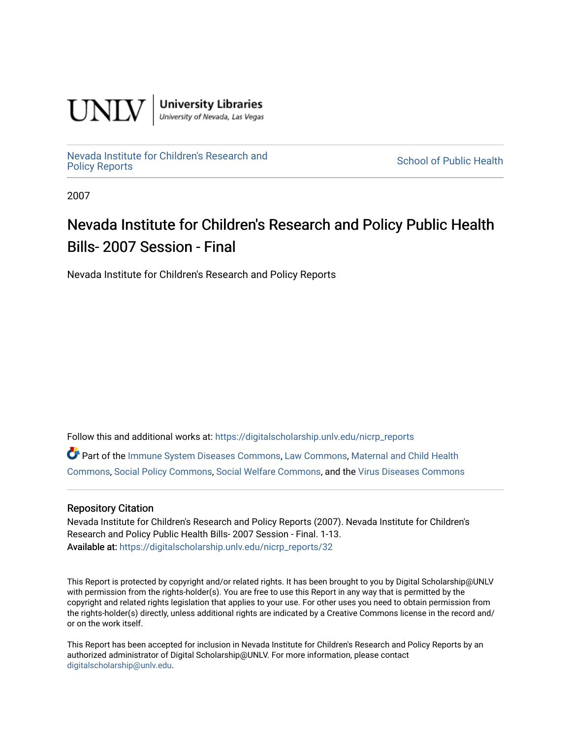University Libraries
University of Nevada, Las Vegas

Nevada Institute for Children's Research and Policy Reports

School of Public Health

2007

# Nevada Institute for Children's Research and Policy Public Health Bills- 2007 Session - Final

Nevada Institute for Children's Research and Policy Reports

Follow this and additional works at: https://digitalscholarship.unlv.edu/nicrp_reports

Part of the Immune System Diseases Commons, Law Commons, Maternal and Child Health Commons, Social Policy Commons, Social Welfare Commons, and the Virus Diseases Commons

## Repository Citation

Nevada Institute for Children's Research and Policy Reports (2007). Nevada Institute for Children's Research and Policy Public Health Bills- 2007 Session - Final. 1-13.

Available at: https://digitalscholarship.unlv.edu/nicrp_reports/32

This Report is protected by copyright and/or related rights. It has been brought to you by Digital Scholarship@UNLV with permission from the rights-holder(s). You are free to use this Report in any way that is permitted by the copyright and related rights legislation that applies to your use. For other uses you need to obtain permission from the rights-holder(s) directly, unless additional rights are indicated by a Creative Commons license in the record and/or on the work itself.

This Report has been accepted for inclusion in Nevada Institute for Children's Research and Policy Reports by an authorized administrator of Digital Scholarship@UNLV. For more information, please contact digitalscholarship@unlv.edu.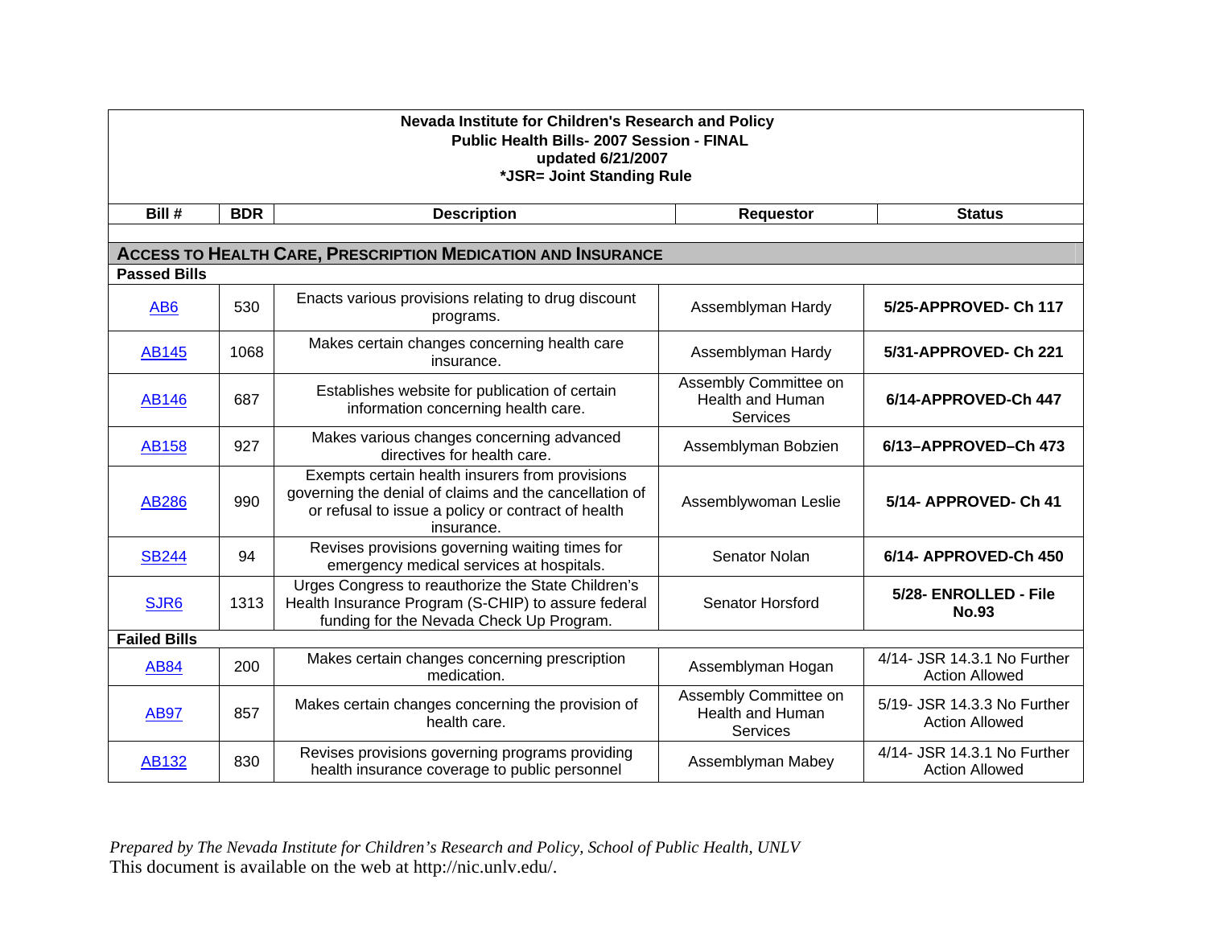**Nevada Institute for Children's Research and Policy**
**Public Health Bills- 2007 Session - FINAL**
**updated 6/21/2007**
***JSR= Joint Standing Rule**

| Bill # | BDR | Description | Requestor | Status |
|---|---|---|---|---|
| **ACCESS TO HEALTH CARE, PRESCRIPTION MEDICATION AND INSURANCE** | | | | |
| **Passed Bills** | | | | |
| AB6 | 530 | Enacts various provisions relating to drug discount programs. | Assemblyman Hardy | **5/25-APPROVED- Ch 117** |
| AB145 | 1068 | Makes certain changes concerning health care insurance. | Assemblyman Hardy | **5/31-APPROVED- Ch 221** |
| AB146 | 687 | Establishes website for publication of certain information concerning health care. | Assembly Committee on Health and Human Services | **6/14-APPROVED-Ch 447** |
| AB158 | 927 | Makes various changes concerning advanced directives for health care. | Assemblyman Bobzien | **6/13–APPROVED–Ch 473** |
| AB286 | 990 | Exempts certain health insurers from provisions governing the denial of claims and the cancellation of or refusal to issue a policy or contract of health insurance. | Assemblywoman Leslie | **5/14- APPROVED- Ch 41** |
| SB244 | 94 | Revises provisions governing waiting times for emergency medical services at hospitals. | Senator Nolan | **6/14- APPROVED-Ch 450** |
| SJR6 | 1313 | Urges Congress to reauthorize the State Children's Health Insurance Program (S-CHIP) to assure federal funding for the Nevada Check Up Program. | Senator Horsford | **5/28- ENROLLED - File No.93** |
| **Failed Bills** | | | | |
| AB84 | 200 | Makes certain changes concerning prescription medication. | Assemblyman Hogan | 4/14- JSR 14.3.1 No Further Action Allowed |
| AB97 | 857 | Makes certain changes concerning the provision of health care. | Assembly Committee on Health and Human Services | 5/19- JSR 14.3.3 No Further Action Allowed |
| AB132 | 830 | Revises provisions governing programs providing health insurance coverage to public personnel | Assemblyman Mabey | 4/14- JSR 14.3.1 No Further Action Allowed |

*Prepared by The Nevada Institute for Children's Research and Policy, School of Public Health, UNLV*
This document is available on the web at http://nic.unlv.edu/.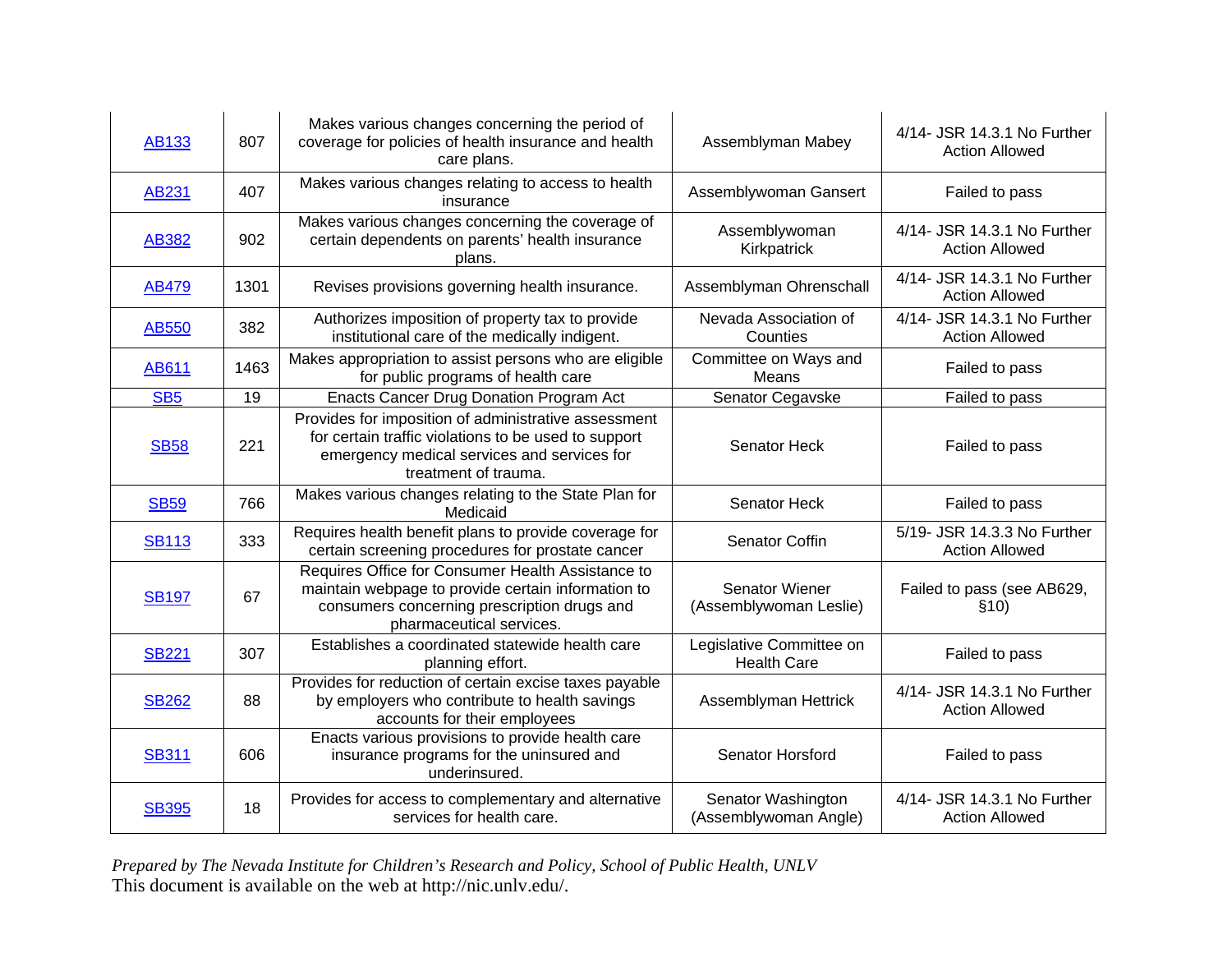| AB133 | 807 | Makes various changes concerning the period of coverage for policies of health insurance and health care plans. | Assemblyman Mabey | 4/14- JSR 14.3.1 No Further Action Allowed |
|---|---|---|---|---|
| AB231 | 407 | Makes various changes relating to access to health insurance | Assemblywoman Gansert | Failed to pass |
| AB382 | 902 | Makes various changes concerning the coverage of certain dependents on parents' health insurance plans. | Assemblywoman Kirkpatrick | 4/14- JSR 14.3.1 No Further Action Allowed |
| AB479 | 1301 | Revises provisions governing health insurance. | Assemblyman Ohrenschall | 4/14- JSR 14.3.1 No Further Action Allowed |
| AB550 | 382 | Authorizes imposition of property tax to provide institutional care of the medically indigent. | Nevada Association of Counties | 4/14- JSR 14.3.1 No Further Action Allowed |
| AB611 | 1463 | Makes appropriation to assist persons who are eligible for public programs of health care | Committee on Ways and Means | Failed to pass |
| SB5 | 19 | Enacts Cancer Drug Donation Program Act | Senator Cegavske | Failed to pass |
| SB58 | 221 | Provides for imposition of administrative assessment for certain traffic violations to be used to support emergency medical services and services for treatment of trauma. | Senator Heck | Failed to pass |
| SB59 | 766 | Makes various changes relating to the State Plan for Medicaid | Senator Heck | Failed to pass |
| SB113 | 333 | Requires health benefit plans to provide coverage for certain screening procedures for prostate cancer | Senator Coffin | 5/19- JSR 14.3.3 No Further Action Allowed |
| SB197 | 67 | Requires Office for Consumer Health Assistance to maintain webpage to provide certain information to consumers concerning prescription drugs and pharmaceutical services. | Senator Wiener (Assemblywoman Leslie) | Failed to pass (see AB629, §10) |
| SB221 | 307 | Establishes a coordinated statewide health care planning effort. | Legislative Committee on Health Care | Failed to pass |
| SB262 | 88 | Provides for reduction of certain excise taxes payable by employers who contribute to health savings accounts for their employees | Assemblyman Hettrick | 4/14- JSR 14.3.1 No Further Action Allowed |
| SB311 | 606 | Enacts various provisions to provide health care insurance programs for the uninsured and underinsured. | Senator Horsford | Failed to pass |
| SB395 | 18 | Provides for access to complementary and alternative services for health care. | Senator Washington (Assemblywoman Angle) | 4/14- JSR 14.3.1 No Further Action Allowed |

*Prepared by The Nevada Institute for Children's Research and Policy, School of Public Health, UNLV*
This document is available on the web at http://nic.unlv.edu/.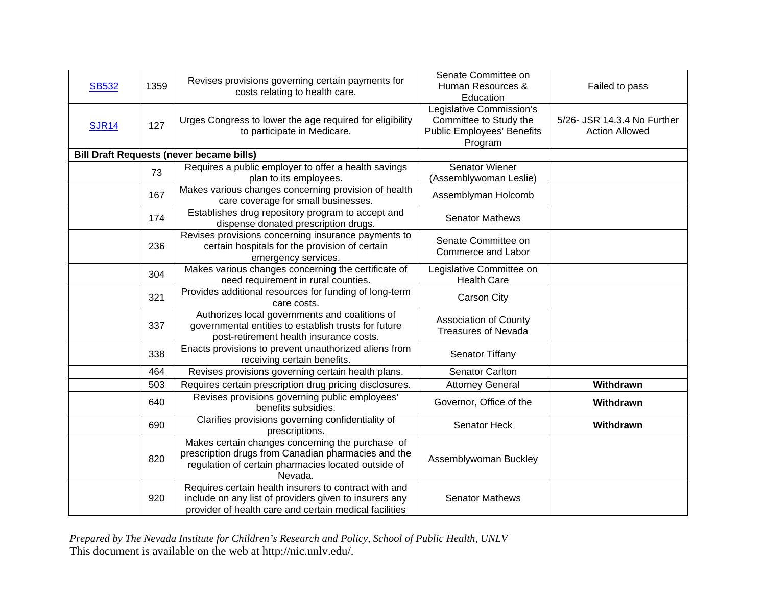| | | | | |
|---|---|---|---|---|
| SB532 | 1359 | Revises provisions governing certain payments for costs relating to health care. | Senate Committee on Human Resources & Education | Failed to pass |
| SJR14 | 127 | Urges Congress to lower the age required for eligibility to participate in Medicare. | Legislative Commission's Committee to Study the Public Employees' Benefits Program | 5/26- JSR 14.3.4 No Further Action Allowed |
| **Bill Draft Requests (never became bills)** | | | | |
| | 73 | Requires a public employer to offer a health savings plan to its employees. | Senator Wiener (Assemblywoman Leslie) | |
| | 167 | Makes various changes concerning provision of health care coverage for small businesses. | Assemblyman Holcomb | |
| | 174 | Establishes drug repository program to accept and dispense donated prescription drugs. | Senator Mathews | |
| | 236 | Revises provisions concerning insurance payments to certain hospitals for the provision of certain emergency services. | Senate Committee on Commerce and Labor | |
| | 304 | Makes various changes concerning the certificate of need requirement in rural counties. | Legislative Committee on Health Care | |
| | 321 | Provides additional resources for funding of long-term care costs. | Carson City | |
| | 337 | Authorizes local governments and coalitions of governmental entities to establish trusts for future post-retirement health insurance costs. | Association of County Treasures of Nevada | |
| | 338 | Enacts provisions to prevent unauthorized aliens from receiving certain benefits. | Senator Tiffany | |
| | 464 | Revises provisions governing certain health plans. | Senator Carlton | |
| | 503 | Requires certain prescription drug pricing disclosures. | Attorney General | **Withdrawn** |
| | 640 | Revises provisions governing public employees' benefits subsidies. | Governor, Office of the | **Withdrawn** |
| | 690 | Clarifies provisions governing confidentiality of prescriptions. | Senator Heck | **Withdrawn** |
| | 820 | Makes certain changes concerning the purchase of prescription drugs from Canadian pharmacies and the regulation of certain pharmacies located outside of Nevada. | Assemblywoman Buckley | |
| | 920 | Requires certain health insurers to contract with and include on any list of providers given to insurers any provider of health care and certain medical facilities | Senator Mathews | |

*Prepared by The Nevada Institute for Children's Research and Policy, School of Public Health, UNLV*
This document is available on the web at http://nic.unlv.edu/.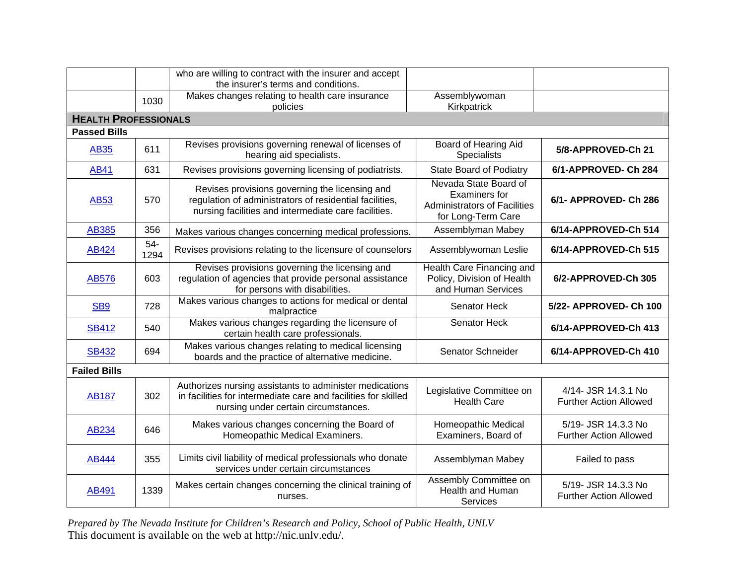| | | | | |
|---|---|---|---|---|
| | | who are willing to contract with the insurer and accept the insurer's terms and conditions. | | |
| | 1030 | Makes changes relating to health care insurance policies | Assemblywoman Kirkpatrick | |
| **HEALTH PROFESSIONALS** | | | | |
| **Passed Bills** | | | | |
| AB35 | 611 | Revises provisions governing renewal of licenses of hearing aid specialists. | Board of Hearing Aid Specialists | **5/8-APPROVED-Ch 21** |
| AB41 | 631 | Revises provisions governing licensing of podiatrists. | State Board of Podiatry | **6/1-APPROVED- Ch 284** |
| AB53 | 570 | Revises provisions governing the licensing and regulation of administrators of residential facilities, nursing facilities and intermediate care facilities. | Nevada State Board of Examiners for Administrators of Facilities for Long-Term Care | **6/1- APPROVED- Ch 286** |
| AB385 | 356 | Makes various changes concerning medical professions. | Assemblyman Mabey | **6/14-APPROVED-Ch 514** |
| AB424 | 54-1294 | Revises provisions relating to the licensure of counselors | Assemblywoman Leslie | **6/14-APPROVED-Ch 515** |
| AB576 | 603 | Revises provisions governing the licensing and regulation of agencies that provide personal assistance for persons with disabilities. | Health Care Financing and Policy, Division of Health and Human Services | **6/2-APPROVED-Ch 305** |
| SB9 | 728 | Makes various changes to actions for medical or dental malpractice | Senator Heck | **5/22- APPROVED- Ch 100** |
| SB412 | 540 | Makes various changes regarding the licensure of certain health care professionals. | Senator Heck | **6/14-APPROVED-Ch 413** |
| SB432 | 694 | Makes various changes relating to medical licensing boards and the practice of alternative medicine. | Senator Schneider | **6/14-APPROVED-Ch 410** |
| **Failed Bills** | | | | |
| AB187 | 302 | Authorizes nursing assistants to administer medications in facilities for intermediate care and facilities for skilled nursing under certain circumstances. | Legislative Committee on Health Care | 4/14- JSR 14.3.1 No Further Action Allowed |
| AB234 | 646 | Makes various changes concerning the Board of Homeopathic Medical Examiners. | Homeopathic Medical Examiners, Board of | 5/19- JSR 14.3.3 No Further Action Allowed |
| AB444 | 355 | Limits civil liability of medical professionals who donate services under certain circumstances | Assemblyman Mabey | Failed to pass |
| AB491 | 1339 | Makes certain changes concerning the clinical training of nurses. | Assembly Committee on Health and Human Services | 5/19- JSR 14.3.3 No Further Action Allowed |

*Prepared by The Nevada Institute for Children's Research and Policy, School of Public Health, UNLV*
This document is available on the web at http://nic.unlv.edu/.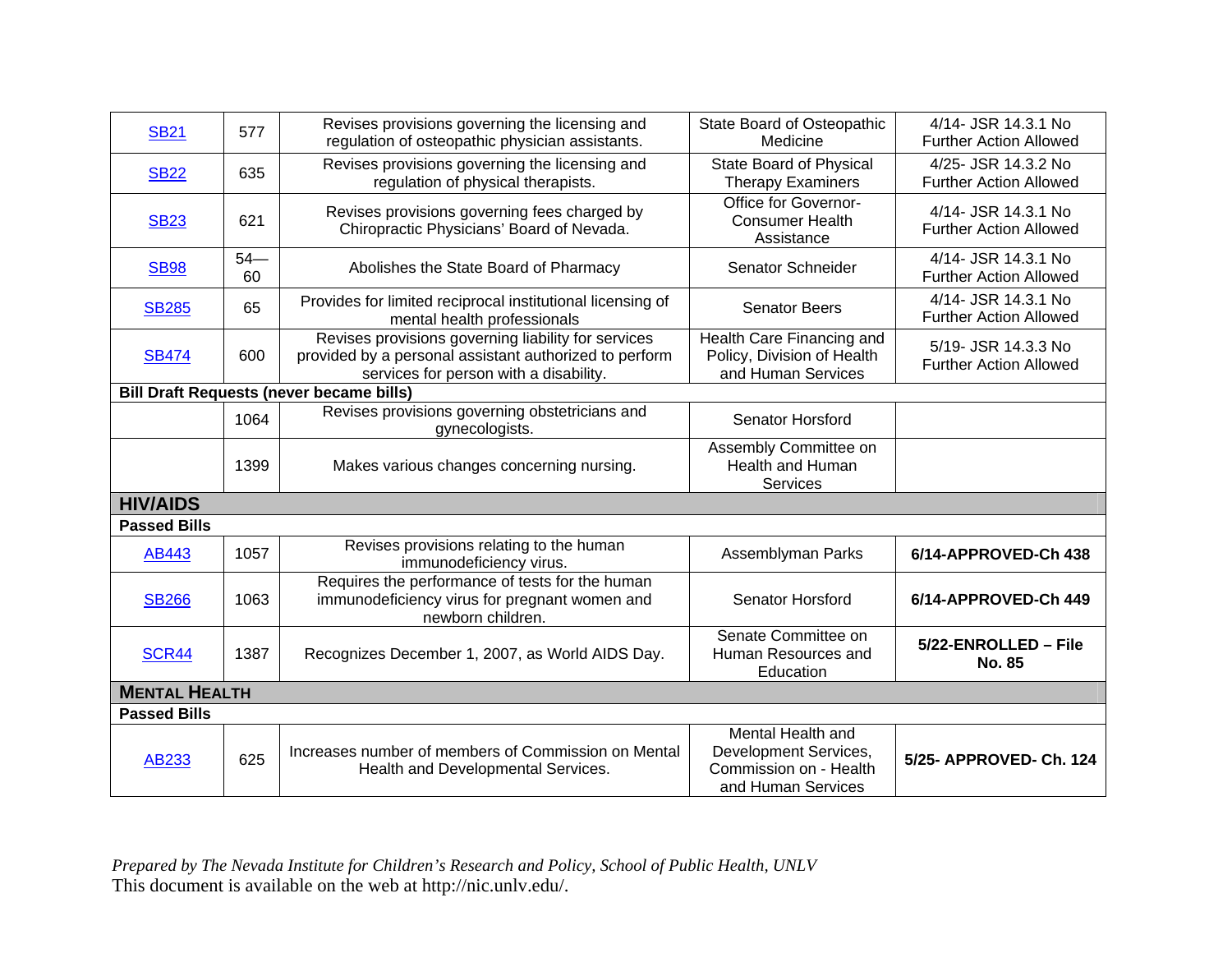| | | | | |
|---|---|---|---|---|
| SB21 | 577 | Revises provisions governing the licensing and regulation of osteopathic physician assistants. | State Board of Osteopathic Medicine | 4/14- JSR 14.3.1 No Further Action Allowed |
| SB22 | 635 | Revises provisions governing the licensing and regulation of physical therapists. | State Board of Physical Therapy Examiners | 4/25- JSR 14.3.2 No Further Action Allowed |
| SB23 | 621 | Revises provisions governing fees charged by Chiropractic Physicians' Board of Nevada. | Office for Governor-Consumer Health Assistance | 4/14- JSR 14.3.1 No Further Action Allowed |
| SB98 | 54—60 | Abolishes the State Board of Pharmacy | Senator Schneider | 4/14- JSR 14.3.1 No Further Action Allowed |
| SB285 | 65 | Provides for limited reciprocal institutional licensing of mental health professionals | Senator Beers | 4/14- JSR 14.3.1 No Further Action Allowed |
| SB474 | 600 | Revises provisions governing liability for services provided by a personal assistant authorized to perform services for person with a disability. | Health Care Financing and Policy, Division of Health and Human Services | 5/19- JSR 14.3.3 No Further Action Allowed |
| **Bill Draft Requests (never became bills)** | | | | |
| | 1064 | Revises provisions governing obstetricians and gynecologists. | Senator Horsford | |
| | 1399 | Makes various changes concerning nursing. | Assembly Committee on Health and Human Services | |
| **HIV/AIDS** | | | | |
| **Passed Bills** | | | | |
| AB443 | 1057 | Revises provisions relating to the human immunodeficiency virus. | Assemblyman Parks | **6/14-APPROVED-Ch 438** |
| SB266 | 1063 | Requires the performance of tests for the human immunodeficiency virus for pregnant women and newborn children. | Senator Horsford | **6/14-APPROVED-Ch 449** |
| SCR44 | 1387 | Recognizes December 1, 2007, as World AIDS Day. | Senate Committee on Human Resources and Education | **5/22-ENROLLED – File No. 85** |
| **MENTAL HEALTH** | | | | |
| **Passed Bills** | | | | |
| AB233 | 625 | Increases number of members of Commission on Mental Health and Developmental Services. | Mental Health and Development Services, Commission on - Health and Human Services | **5/25- APPROVED- Ch. 124** |

*Prepared by The Nevada Institute for Children's Research and Policy, School of Public Health, UNLV*
This document is available on the web at http://nic.unlv.edu/.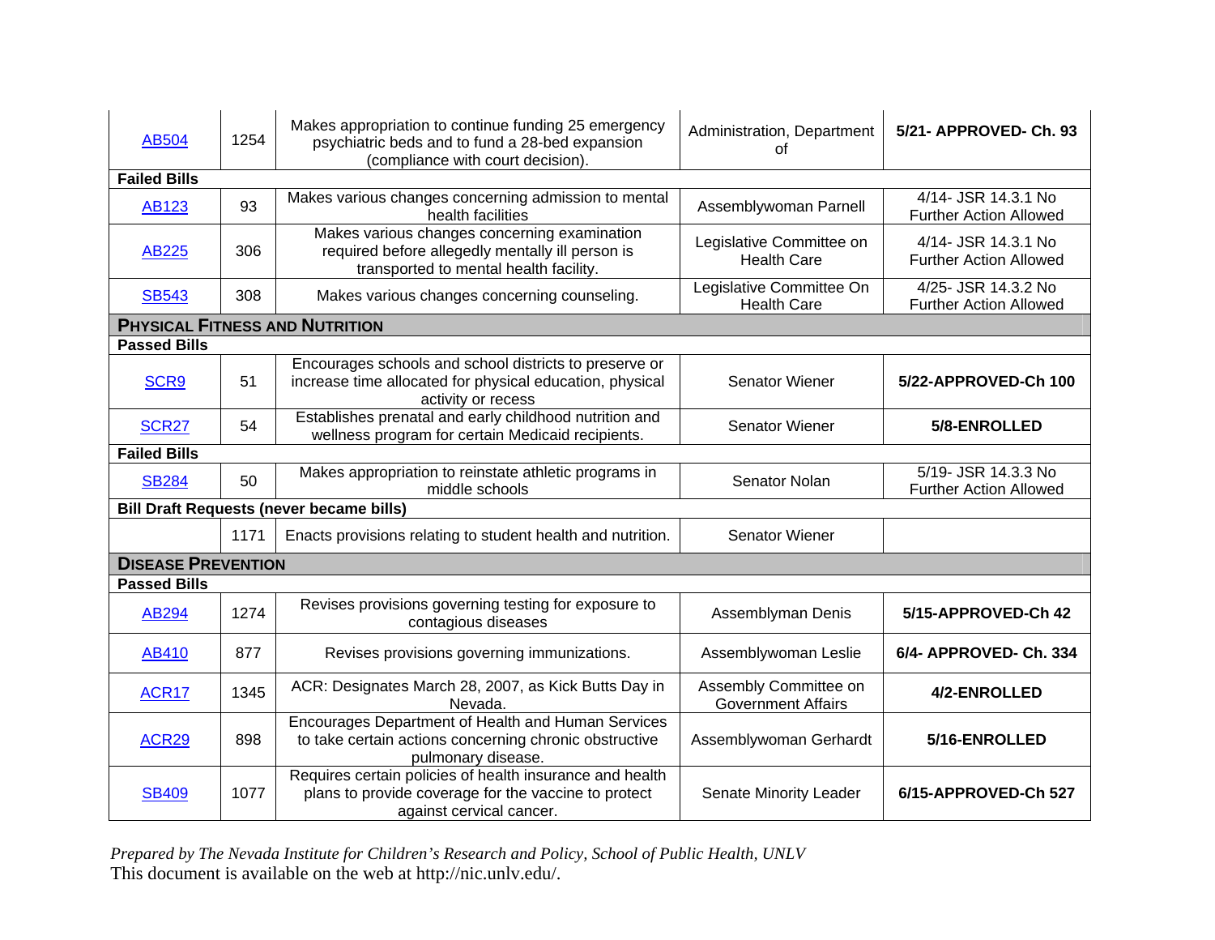| | | | | |
|---|---|---|---|---|
| AB504 | 1254 | Makes appropriation to continue funding 25 emergency psychiatric beds and to fund a 28-bed expansion (compliance with court decision). | Administration, Department of | **5/21- APPROVED- Ch. 93** |
| **Failed Bills** | | | | |
| AB123 | 93 | Makes various changes concerning admission to mental health facilities | Assemblywoman Parnell | 4/14- JSR 14.3.1 No Further Action Allowed |
| AB225 | 306 | Makes various changes concerning examination required before allegedly mentally ill person is transported to mental health facility. | Legislative Committee on Health Care | 4/14- JSR 14.3.1 No Further Action Allowed |
| SB543 | 308 | Makes various changes concerning counseling. | Legislative Committee On Health Care | 4/25- JSR 14.3.2 No Further Action Allowed |
| **PHYSICAL FITNESS AND NUTRITION** | | | | |
| **Passed Bills** | | | | |
| SCR9 | 51 | Encourages schools and school districts to preserve or increase time allocated for physical education, physical activity or recess | Senator Wiener | **5/22-APPROVED-Ch 100** |
| SCR27 | 54 | Establishes prenatal and early childhood nutrition and wellness program for certain Medicaid recipients. | Senator Wiener | **5/8-ENROLLED** |
| **Failed Bills** | | | | |
| SB284 | 50 | Makes appropriation to reinstate athletic programs in middle schools | Senator Nolan | 5/19- JSR 14.3.3 No Further Action Allowed |
| **Bill Draft Requests (never became bills)** | | | | |
| | 1171 | Enacts provisions relating to student health and nutrition. | Senator Wiener | |
| **DISEASE PREVENTION** | | | | |
| **Passed Bills** | | | | |
| AB294 | 1274 | Revises provisions governing testing for exposure to contagious diseases | Assemblyman Denis | **5/15-APPROVED-Ch 42** |
| AB410 | 877 | Revises provisions governing immunizations. | Assemblywoman Leslie | **6/4- APPROVED- Ch. 334** |
| ACR17 | 1345 | ACR: Designates March 28, 2007, as Kick Butts Day in Nevada. | Assembly Committee on Government Affairs | **4/2-ENROLLED** |
| ACR29 | 898 | Encourages Department of Health and Human Services to take certain actions concerning chronic obstructive pulmonary disease. | Assemblywoman Gerhardt | **5/16-ENROLLED** |
| SB409 | 1077 | Requires certain policies of health insurance and health plans to provide coverage for the vaccine to protect against cervical cancer. | Senate Minority Leader | **6/15-APPROVED-Ch 527** |

*Prepared by The Nevada Institute for Children's Research and Policy, School of Public Health, UNLV*
This document is available on the web at http://nic.unlv.edu/.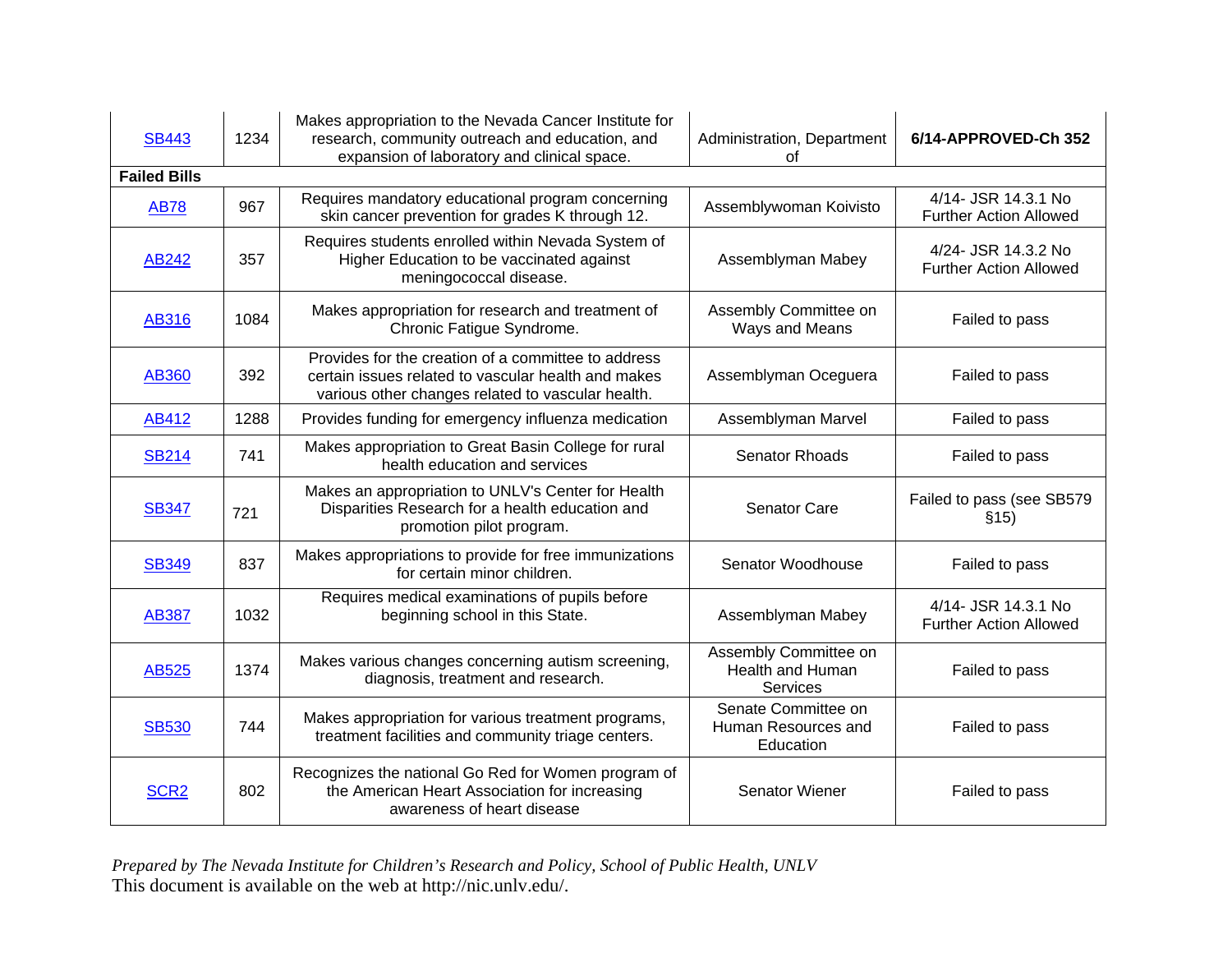| | | | | |
|---|---|---|---|---|
| SB443 | 1234 | Makes appropriation to the Nevada Cancer Institute for research, community outreach and education, and expansion of laboratory and clinical space. | Administration, Department of | **6/14-APPROVED-Ch 352** |
| **Failed Bills** | | | | |
| AB78 | 967 | Requires mandatory educational program concerning skin cancer prevention for grades K through 12. | Assemblywoman Koivisto | 4/14- JSR 14.3.1 No Further Action Allowed |
| AB242 | 357 | Requires students enrolled within Nevada System of Higher Education to be vaccinated against meningococcal disease. | Assemblyman Mabey | 4/24- JSR 14.3.2 No Further Action Allowed |
| AB316 | 1084 | Makes appropriation for research and treatment of Chronic Fatigue Syndrome. | Assembly Committee on Ways and Means | Failed to pass |
| AB360 | 392 | Provides for the creation of a committee to address certain issues related to vascular health and makes various other changes related to vascular health. | Assemblyman Oceguera | Failed to pass |
| AB412 | 1288 | Provides funding for emergency influenza medication | Assemblyman Marvel | Failed to pass |
| SB214 | 741 | Makes appropriation to Great Basin College for rural health education and services | Senator Rhoads | Failed to pass |
| SB347 | 721 | Makes an appropriation to UNLV's Center for Health Disparities Research for a health education and promotion pilot program. | Senator Care | Failed to pass (see SB579 §15) |
| SB349 | 837 | Makes appropriations to provide for free immunizations for certain minor children. | Senator Woodhouse | Failed to pass |
| AB387 | 1032 | Requires medical examinations of pupils before beginning school in this State. | Assemblyman Mabey | 4/14- JSR 14.3.1 No Further Action Allowed |
| AB525 | 1374 | Makes various changes concerning autism screening, diagnosis, treatment and research. | Assembly Committee on Health and Human Services | Failed to pass |
| SB530 | 744 | Makes appropriation for various treatment programs, treatment facilities and community triage centers. | Senate Committee on Human Resources and Education | Failed to pass |
| SCR2 | 802 | Recognizes the national Go Red for Women program of the American Heart Association for increasing awareness of heart disease | Senator Wiener | Failed to pass |

*Prepared by The Nevada Institute for Children's Research and Policy, School of Public Health, UNLV*
This document is available on the web at http://nic.unlv.edu/.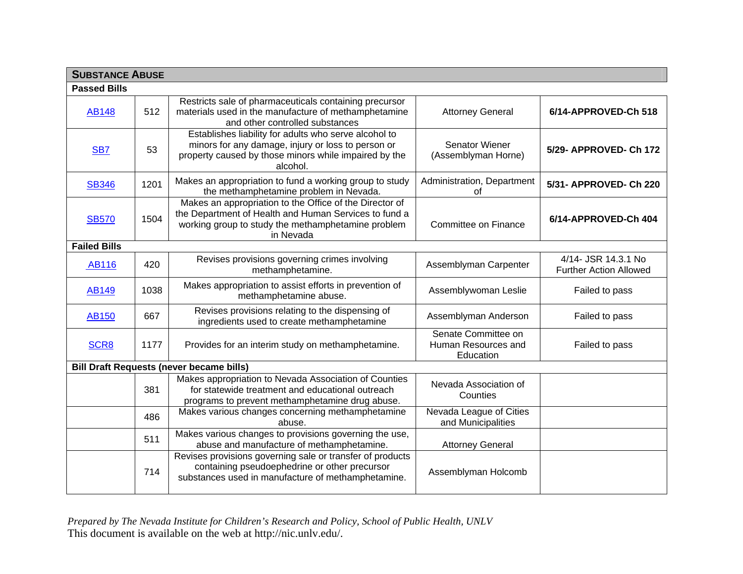| **SUBSTANCE ABUSE** | | | | |
|---|---|---|---|---|
| **Passed Bills** | | | | |
| AB148 | 512 | Restricts sale of pharmaceuticals containing precursor materials used in the manufacture of methamphetamine and other controlled substances | Attorney General | **6/14-APPROVED-Ch 518** |
| SB7 | 53 | Establishes liability for adults who serve alcohol to minors for any damage, injury or loss to person or property caused by those minors while impaired by the alcohol. | Senator Wiener (Assemblyman Horne) | **5/29- APPROVED- Ch 172** |
| SB346 | 1201 | Makes an appropriation to fund a working group to study the methamphetamine problem in Nevada. | Administration, Department of | **5/31- APPROVED- Ch 220** |
| SB570 | 1504 | Makes an appropriation to the Office of the Director of the Department of Health and Human Services to fund a working group to study the methamphetamine problem in Nevada | Committee on Finance | **6/14-APPROVED-Ch 404** |
| **Failed Bills** | | | | |
| AB116 | 420 | Revises provisions governing crimes involving methamphetamine. | Assemblyman Carpenter | 4/14- JSR 14.3.1 No Further Action Allowed |
| AB149 | 1038 | Makes appropriation to assist efforts in prevention of methamphetamine abuse. | Assemblywoman Leslie | Failed to pass |
| AB150 | 667 | Revises provisions relating to the dispensing of ingredients used to create methamphetamine | Assemblyman Anderson | Failed to pass |
| SCR8 | 1177 | Provides for an interim study on methamphetamine. | Senate Committee on Human Resources and Education | Failed to pass |
| **Bill Draft Requests (never became bills)** | | | | |
| | 381 | Makes appropriation to Nevada Association of Counties for statewide treatment and educational outreach programs to prevent methamphetamine drug abuse. | Nevada Association of Counties | |
| | 486 | Makes various changes concerning methamphetamine abuse. | Nevada League of Cities and Municipalities | |
| | 511 | Makes various changes to provisions governing the use, abuse and manufacture of methamphetamine. | Attorney General | |
| | 714 | Revises provisions governing sale or transfer of products containing pseudoephedrine or other precursor substances used in manufacture of methamphetamine. | Assemblyman Holcomb | |

*Prepared by The Nevada Institute for Children's Research and Policy, School of Public Health, UNLV*
This document is available on the web at http://nic.unlv.edu/.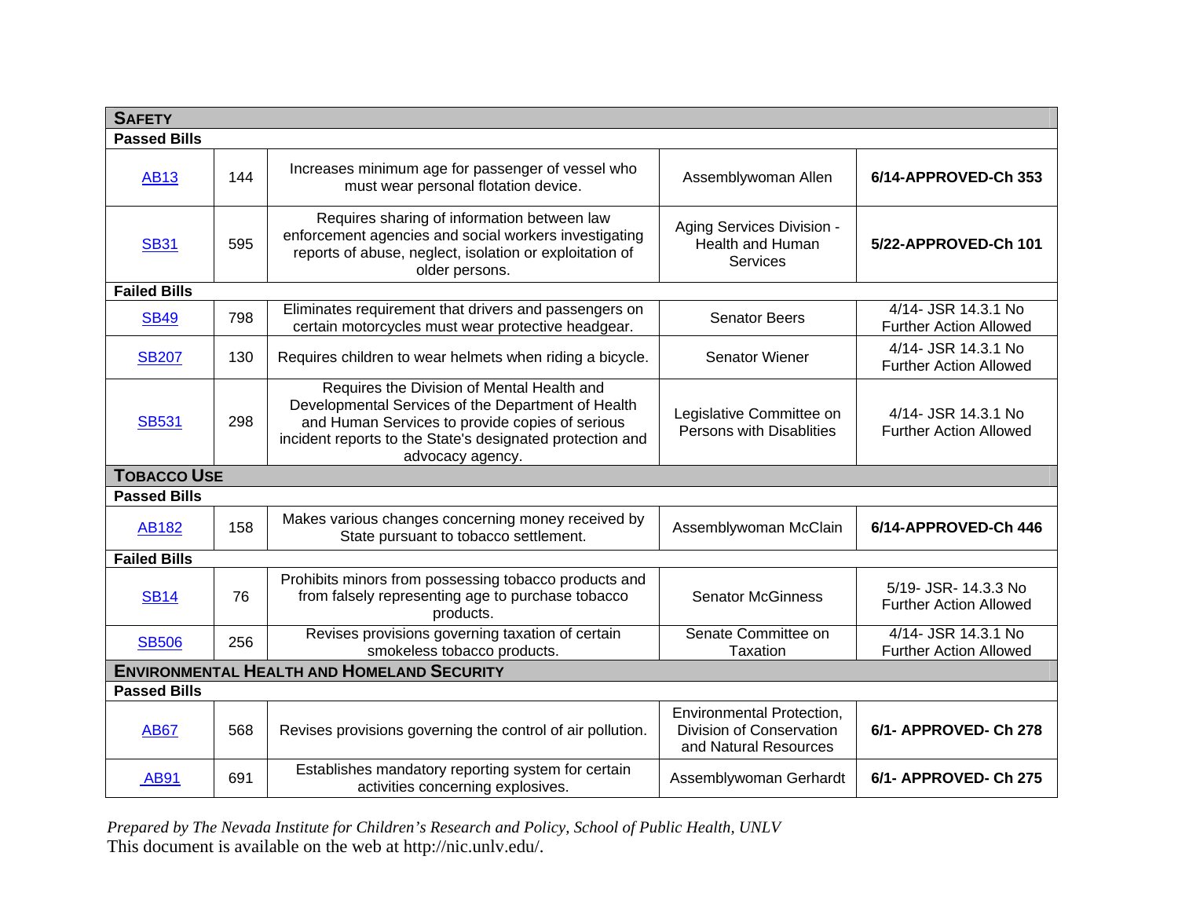| **SAFETY** | | | | |
|---|---|---|---|---|
| **Passed Bills** | | | | |
| AB13 | 144 | Increases minimum age for passenger of vessel who must wear personal flotation device. | Assemblywoman Allen | **6/14-APPROVED-Ch 353** |
| SB31 | 595 | Requires sharing of information between law enforcement agencies and social workers investigating reports of abuse, neglect, isolation or exploitation of older persons. | Aging Services Division - Health and Human Services | **5/22-APPROVED-Ch 101** |
| **Failed Bills** | | | | |
| SB49 | 798 | Eliminates requirement that drivers and passengers on certain motorcycles must wear protective headgear. | Senator Beers | 4/14- JSR 14.3.1 No Further Action Allowed |
| SB207 | 130 | Requires children to wear helmets when riding a bicycle. | Senator Wiener | 4/14- JSR 14.3.1 No Further Action Allowed |
| SB531 | 298 | Requires the Division of Mental Health and Developmental Services of the Department of Health and Human Services to provide copies of serious incident reports to the State's designated protection and advocacy agency. | Legislative Committee on Persons with Disablities | 4/14- JSR 14.3.1 No Further Action Allowed |
| **TOBACCO USE** | | | | |
| **Passed Bills** | | | | |
| AB182 | 158 | Makes various changes concerning money received by State pursuant to tobacco settlement. | Assemblywoman McClain | **6/14-APPROVED-Ch 446** |
| **Failed Bills** | | | | |
| SB14 | 76 | Prohibits minors from possessing tobacco products and from falsely representing age to purchase tobacco products. | Senator McGinness | 5/19- JSR- 14.3.3 No Further Action Allowed |
| SB506 | 256 | Revises provisions governing taxation of certain smokeless tobacco products. | Senate Committee on Taxation | 4/14- JSR 14.3.1 No Further Action Allowed |
| **ENVIRONMENTAL HEALTH AND HOMELAND SECURITY** | | | | |
| **Passed Bills** | | | | |
| AB67 | 568 | Revises provisions governing the control of air pollution. | Environmental Protection, Division of Conservation and Natural Resources | **6/1- APPROVED- Ch 278** |
| AB91 | 691 | Establishes mandatory reporting system for certain activities concerning explosives. | Assemblywoman Gerhardt | **6/1- APPROVED- Ch 275** |

*Prepared by The Nevada Institute for Children's Research and Policy, School of Public Health, UNLV*
This document is available on the web at http://nic.unlv.edu/.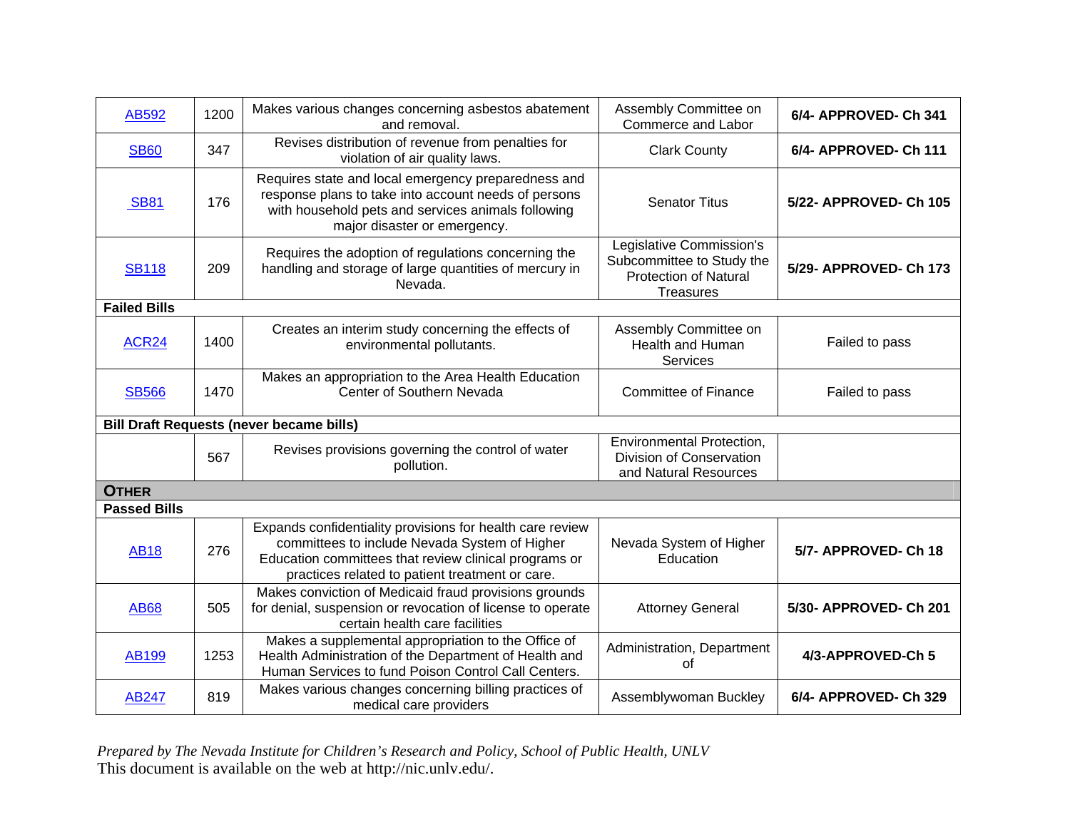| | | | | |
|---|---|---|---|---|
| AB592 | 1200 | Makes various changes concerning asbestos abatement and removal. | Assembly Committee on Commerce and Labor | **6/4- APPROVED- Ch 341** |
| SB60 | 347 | Revises distribution of revenue from penalties for violation of air quality laws. | Clark County | **6/4- APPROVED- Ch 111** |
| SB81 | 176 | Requires state and local emergency preparedness and response plans to take into account needs of persons with household pets and services animals following major disaster or emergency. | Senator Titus | **5/22- APPROVED- Ch 105** |
| SB118 | 209 | Requires the adoption of regulations concerning the handling and storage of large quantities of mercury in Nevada. | Legislative Commission's Subcommittee to Study the Protection of Natural Treasures | **5/29- APPROVED- Ch 173** |
| **Failed Bills** | | | | |
| ACR24 | 1400 | Creates an interim study concerning the effects of environmental pollutants. | Assembly Committee on Health and Human Services | Failed to pass |
| SB566 | 1470 | Makes an appropriation to the Area Health Education Center of Southern Nevada | Committee of Finance | Failed to pass |
| **Bill Draft Requests (never became bills)** | | | | |
| | 567 | Revises provisions governing the control of water pollution. | Environmental Protection, Division of Conservation and Natural Resources | |
| **OTHER** | | | | |
| **Passed Bills** | | | | |
| AB18 | 276 | Expands confidentiality provisions for health care review committees to include Nevada System of Higher Education committees that review clinical programs or practices related to patient treatment or care. | Nevada System of Higher Education | **5/7- APPROVED- Ch 18** |
| AB68 | 505 | Makes conviction of Medicaid fraud provisions grounds for denial, suspension or revocation of license to operate certain health care facilities | Attorney General | **5/30- APPROVED- Ch 201** |
| AB199 | 1253 | Makes a supplemental appropriation to the Office of Health Administration of the Department of Health and Human Services to fund Poison Control Call Centers. | Administration, Department of | **4/3-APPROVED-Ch 5** |
| AB247 | 819 | Makes various changes concerning billing practices of medical care providers | Assemblywoman Buckley | **6/4- APPROVED- Ch 329** |

*Prepared by The Nevada Institute for Children's Research and Policy, School of Public Health, UNLV*
This document is available on the web at http://nic.unlv.edu/.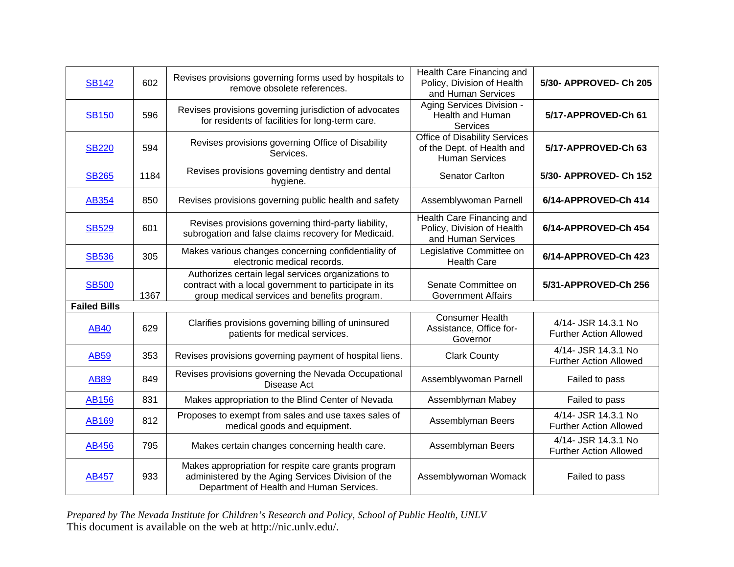| | | | | |
|---|---|---|---|---|
| SB142 | 602 | Revises provisions governing forms used by hospitals to remove obsolete references. | Health Care Financing and Policy, Division of Health and Human Services | **5/30- APPROVED- Ch 205** |
| SB150 | 596 | Revises provisions governing jurisdiction of advocates for residents of facilities for long-term care. | Aging Services Division - Health and Human Services | **5/17-APPROVED-Ch 61** |
| SB220 | 594 | Revises provisions governing Office of Disability Services. | Office of Disability Services of the Dept. of Health and Human Services | **5/17-APPROVED-Ch 63** |
| SB265 | 1184 | Revises provisions governing dentistry and dental hygiene. | Senator Carlton | **5/30- APPROVED- Ch 152** |
| AB354 | 850 | Revises provisions governing public health and safety | Assemblywoman Parnell | **6/14-APPROVED-Ch 414** |
| SB529 | 601 | Revises provisions governing third-party liability, subrogation and false claims recovery for Medicaid. | Health Care Financing and Policy, Division of Health and Human Services | **6/14-APPROVED-Ch 454** |
| SB536 | 305 | Makes various changes concerning confidentiality of electronic medical records. | Legislative Committee on Health Care | **6/14-APPROVED-Ch 423** |
| SB500 | 1367 | Authorizes certain legal services organizations to contract with a local government to participate in its group medical services and benefits program. | Senate Committee on Government Affairs | **5/31-APPROVED-Ch 256** |
| **Failed Bills** | | | | |
| AB40 | 629 | Clarifies provisions governing billing of uninsured patients for medical services. | Consumer Health Assistance, Office for-Governor | 4/14- JSR 14.3.1 No Further Action Allowed |
| AB59 | 353 | Revises provisions governing payment of hospital liens. | Clark County | 4/14- JSR 14.3.1 No Further Action Allowed |
| AB89 | 849 | Revises provisions governing the Nevada Occupational Disease Act | Assemblywoman Parnell | Failed to pass |
| AB156 | 831 | Makes appropriation to the Blind Center of Nevada | Assemblyman Mabey | Failed to pass |
| AB169 | 812 | Proposes to exempt from sales and use taxes sales of medical goods and equipment. | Assemblyman Beers | 4/14- JSR 14.3.1 No Further Action Allowed |
| AB456 | 795 | Makes certain changes concerning health care. | Assemblyman Beers | 4/14- JSR 14.3.1 No Further Action Allowed |
| AB457 | 933 | Makes appropriation for respite care grants program administered by the Aging Services Division of the Department of Health and Human Services. | Assemblywoman Womack | Failed to pass |

*Prepared by The Nevada Institute for Children's Research and Policy, School of Public Health, UNLV*
This document is available on the web at http://nic.unlv.edu/.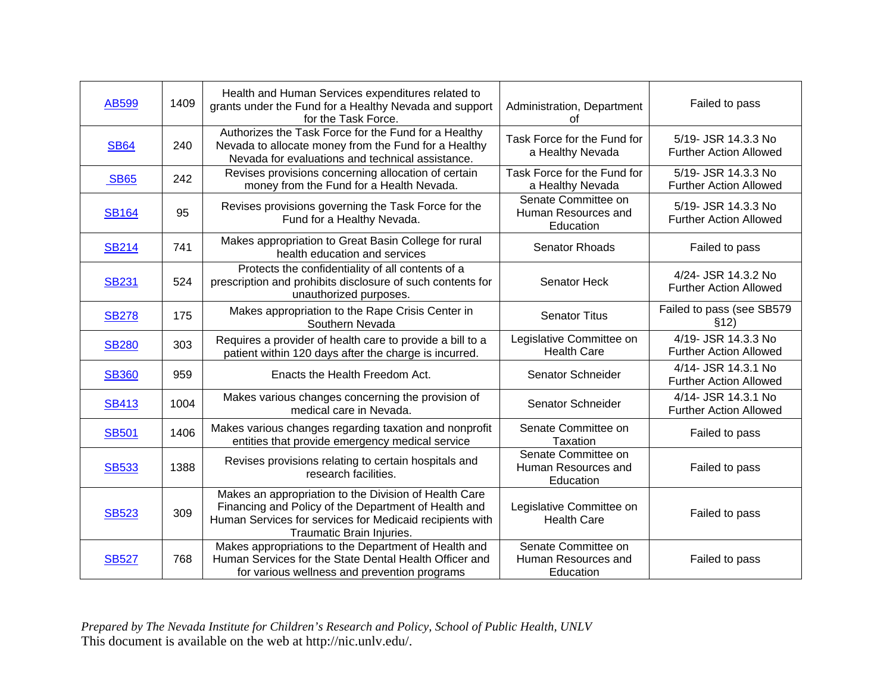| AB599 | 1409 | Health and Human Services expenditures related to grants under the Fund for a Healthy Nevada and support for the Task Force. | Administration, Department of | Failed to pass |
|---|---|---|---|---|
| SB64 | 240 | Authorizes the Task Force for the Fund for a Healthy Nevada to allocate money from the Fund for a Healthy Nevada for evaluations and technical assistance. | Task Force for the Fund for a Healthy Nevada | 5/19- JSR 14.3.3 No Further Action Allowed |
| SB65 | 242 | Revises provisions concerning allocation of certain money from the Fund for a Health Nevada. | Task Force for the Fund for a Healthy Nevada | 5/19- JSR 14.3.3 No Further Action Allowed |
| SB164 | 95 | Revises provisions governing the Task Force for the Fund for a Healthy Nevada. | Senate Committee on Human Resources and Education | 5/19- JSR 14.3.3 No Further Action Allowed |
| SB214 | 741 | Makes appropriation to Great Basin College for rural health education and services | Senator Rhoads | Failed to pass |
| SB231 | 524 | Protects the confidentiality of all contents of a prescription and prohibits disclosure of such contents for unauthorized purposes. | Senator Heck | 4/24- JSR 14.3.2 No Further Action Allowed |
| SB278 | 175 | Makes appropriation to the Rape Crisis Center in Southern Nevada | Senator Titus | Failed to pass (see SB579 §12) |
| SB280 | 303 | Requires a provider of health care to provide a bill to a patient within 120 days after the charge is incurred. | Legislative Committee on Health Care | 4/19- JSR 14.3.3 No Further Action Allowed |
| SB360 | 959 | Enacts the Health Freedom Act. | Senator Schneider | 4/14- JSR 14.3.1 No Further Action Allowed |
| SB413 | 1004 | Makes various changes concerning the provision of medical care in Nevada. | Senator Schneider | 4/14- JSR 14.3.1 No Further Action Allowed |
| SB501 | 1406 | Makes various changes regarding taxation and nonprofit entities that provide emergency medical service | Senate Committee on Taxation | Failed to pass |
| SB533 | 1388 | Revises provisions relating to certain hospitals and research facilities. | Senate Committee on Human Resources and Education | Failed to pass |
| SB523 | 309 | Makes an appropriation to the Division of Health Care Financing and Policy of the Department of Health and Human Services for services for Medicaid recipients with Traumatic Brain Injuries. | Legislative Committee on Health Care | Failed to pass |
| SB527 | 768 | Makes appropriations to the Department of Health and Human Services for the State Dental Health Officer and for various wellness and prevention programs | Senate Committee on Human Resources and Education | Failed to pass |

*Prepared by The Nevada Institute for Children's Research and Policy, School of Public Health, UNLV*
This document is available on the web at http://nic.unlv.edu/.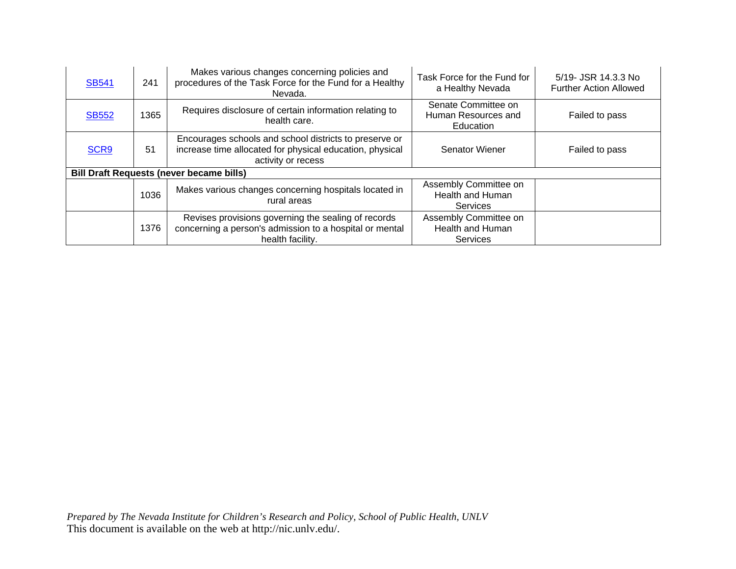| | | | | |
|---|---|---|---|---|
| SB541 | 241 | Makes various changes concerning policies and procedures of the Task Force for the Fund for a Healthy Nevada. | Task Force for the Fund for a Healthy Nevada | 5/19- JSR 14.3.3 No Further Action Allowed |
| SB552 | 1365 | Requires disclosure of certain information relating to health care. | Senate Committee on Human Resources and Education | Failed to pass |
| SCR9 | 51 | Encourages schools and school districts to preserve or increase time allocated for physical education, physical activity or recess | Senator Wiener | Failed to pass |
| **Bill Draft Requests (never became bills)** | | | | |
| | 1036 | Makes various changes concerning hospitals located in rural areas | Assembly Committee on Health and Human Services | |
| | 1376 | Revises provisions governing the sealing of records concerning a person's admission to a hospital or mental health facility. | Assembly Committee on Health and Human Services | |

*Prepared by The Nevada Institute for Children's Research and Policy, School of Public Health, UNLV*
This document is available on the web at http://nic.unlv.edu/.